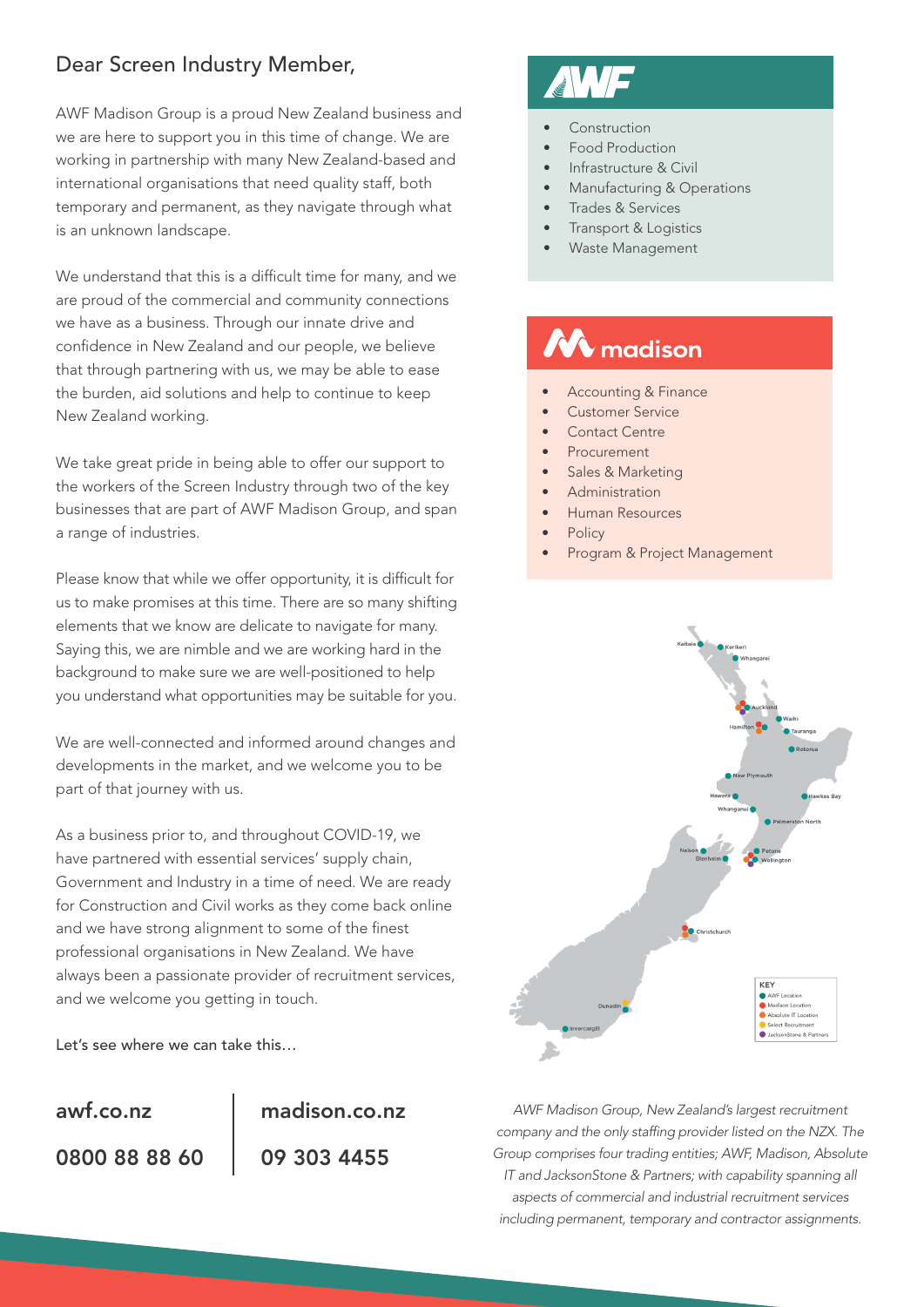Dear Screen Industry Member,

AWF Madison Group is a proud New Zealand business and we are here to support you in this time of change. We are working in partnership with many New Zealand-based and international organisations that need quality staff, both temporary and permanent, as they navigate through what is an unknown landscape.

We understand that this is a difficult time for many, and we are proud of the commercial and community connections we have as a business. Through our innate drive and confidence in New Zealand and our people, we believe that through partnering with us, we may be able to ease the burden, aid solutions and help to continue to keep New Zealand working.

We take great pride in being able to offer our support to the workers of the Screen Industry through two of the key businesses that are part of AWF Madison Group, and span a range of industries.

Please know that while we offer opportunity, it is difficult for us to make promises at this time. There are so many shifting elements that we know are delicate to navigate for many. Saying this, we are nimble and we are working hard in the background to make sure we are well-positioned to help you understand what opportunities may be suitable for you.

We are well-connected and informed around changes and developments in the market, and we welcome you to be part of that journey with us.

As a business prior to, and throughout COVID-19, we have partnered with essential services' supply chain, Government and Industry in a time of need. We are ready for Construction and Civil works as they come back online and we have strong alignment to some of the finest professional organisations in New Zealand. We have always been a passionate provider of recruitment services, and we welcome you getting in touch.

Let's see where we can take this…

**awf.co.nz**

**0800 88 88 60**

**madison.co.nz**

**09 303 4455**

## AWF

- Construction
- Food Production
- Infrastructure & Civil
- Manufacturing & Operations
- Trades & Services
- Transport & Logistics
- Waste Management

## madison

- Accounting & Finance
- Customer Service
- Contact Centre
- Procurement
- Sales & Marketing
- Administration
- Human Resources
- Policy
- Program & Project Management

Kaitaia, Kerikeri, Whangarei, Auckland, Waihi, Hamilton, Tauranga, Rotorua, New Plymouth, Hawera, Hawkes Bay, Whanganui, Palmerston North, Nelson, Petone, Blenheim, Wellington, Christchurch, Dunedin, Invercargill

KEY
- AWF Location
- Madison Location
- Absolute IT Location
- Select Recruitment
- JacksonStone & Partners

*AWF Madison Group, New Zealand's largest recruitment company and the only staffing provider listed on the NZX. The Group comprises four trading entities; AWF, Madison, Absolute IT and JacksonStone & Partners; with capability spanning all aspects of commercial and industrial recruitment services including permanent, temporary and contractor assignments.*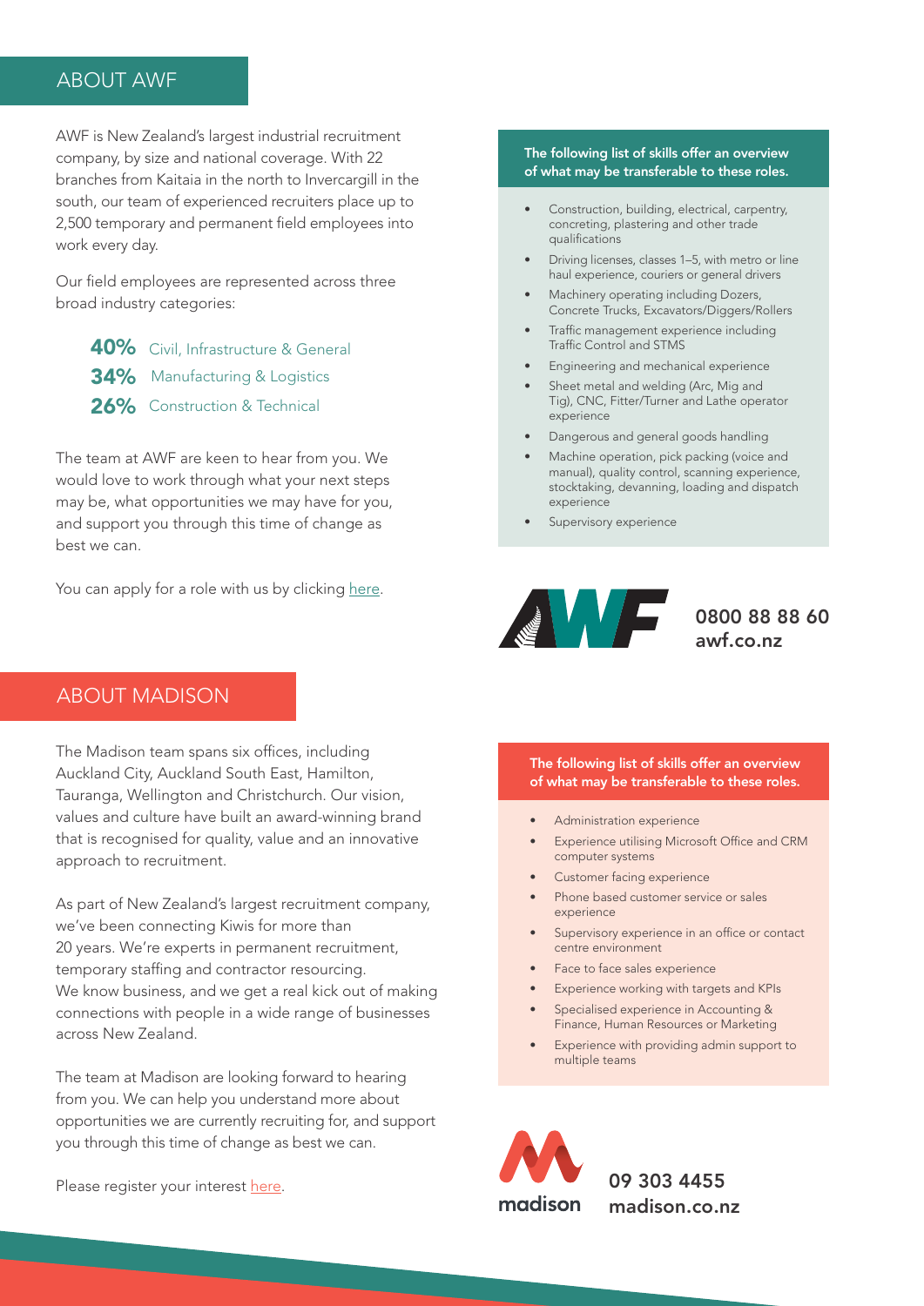## ABOUT AWF

AWF is New Zealand's largest industrial recruitment company, by size and national coverage. With 22 branches from Kaitaia in the north to Invercargill in the south, our team of experienced recruiters place up to 2,500 temporary and permanent field employees into work every day.

Our field employees are represented across three broad industry categories:

**40%** Civil, Infrastructure & General

**34%** Manufacturing & Logistics

**26%** Construction & Technical

The team at AWF are keen to hear from you. We would love to work through what your next steps may be, what opportunities we may have for you, and support you through this time of change as best we can.

You can apply for a role with us by clicking here.

**The following list of skills offer an overview of what may be transferable to these roles.**

- Construction, building, electrical, carpentry, concreting, plastering and other trade qualifications
- Driving licenses, classes 1–5, with metro or line haul experience, couriers or general drivers
- Machinery operating including Dozers, Concrete Trucks, Excavators/Diggers/Rollers
- Traffic management experience including Traffic Control and STMS
- Engineering and mechanical experience
- Sheet metal and welding (Arc, Mig and Tig), CNC, Fitter/Turner and Lathe operator experience
- Dangerous and general goods handling
- Machine operation, pick packing (voice and manual), quality control, scanning experience, stocktaking, devanning, loading and dispatch experience
- Supervisory experience

AWF

**0800 88 88 60**
**awf.co.nz**

## ABOUT MADISON

The Madison team spans six offices, including Auckland City, Auckland South East, Hamilton, Tauranga, Wellington and Christchurch. Our vision, values and culture have built an award-winning brand that is recognised for quality, value and an innovative approach to recruitment.

As part of New Zealand's largest recruitment company, we've been connecting Kiwis for more than 20 years. We're experts in permanent recruitment, temporary staffing and contractor resourcing. We know business, and we get a real kick out of making connections with people in a wide range of businesses across New Zealand.

The team at Madison are looking forward to hearing from you. We can help you understand more about opportunities we are currently recruiting for, and support you through this time of change as best we can.

Please register your interest here.

**The following list of skills offer an overview of what may be transferable to these roles.**

- Administration experience
- Experience utilising Microsoft Office and CRM computer systems
- Customer facing experience
- Phone based customer service or sales experience
- Supervisory experience in an office or contact centre environment
- Face to face sales experience
- Experience working with targets and KPIs
- Specialised experience in Accounting & Finance, Human Resources or Marketing
- Experience with providing admin support to multiple teams

madison

**09 303 4455**
**madison.co.nz**